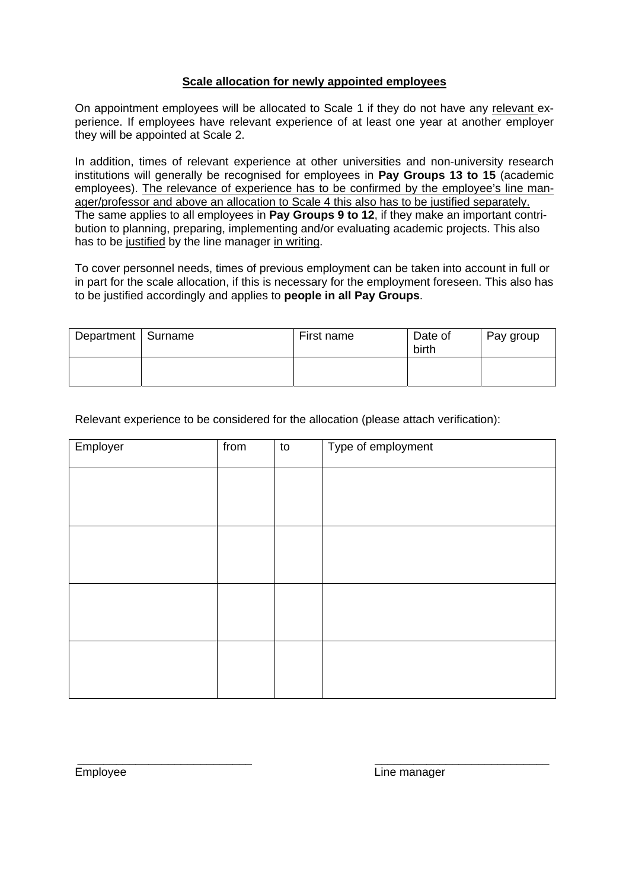## <u>Scale allocation for newly appointed employees</u>

On appointment employees will be allocated to Scale 1 if they do not have any <u>relevant</u> experience. If employees have relevant experience of at least one year at another employer they will be appointed at Scale 2.

In addition, times of relevant experience at other universities and non-university research institutions will generally be recognised for employees in **Pay Groups 13 to 15** (academic employees). <u>The relevance of experience has to be confirmed by the employee's line manager/professor and above an allocation to Scale 4 this also has to be justified separately.</u> The same applies to all employees in **Pay Groups 9 to 12**, if they make an important contribution to planning, preparing, implementing and/or evaluating academic projects. This also has to be <u>justified</u> by the line manager <u>in writing</u>.

To cover personnel needs, times of previous employment can be taken into account in full or in part for the scale allocation, if this is necessary for the employment foreseen. This also has to be justified accordingly and applies to **people in all Pay Groups**.

| Department | Surname | First name | Date of birth | Pay group |
|---|---|---|---|---|
| | | | | |

Relevant experience to be considered for the allocation (please attach verification):

| Employer | from | to | Type of employment |
|---|---|---|---|
| | | | |
| | | | |
| | | | |
| | | | |

\_\_\_\_\_\_\_\_\_\_\_\_\_\_\_\_\_\_\_\_\_\_\_\_\_\_\_\_
Employee

\_\_\_\_\_\_\_\_\_\_\_\_\_\_\_\_\_\_\_\_\_\_\_\_\_\_\_\_
Line manager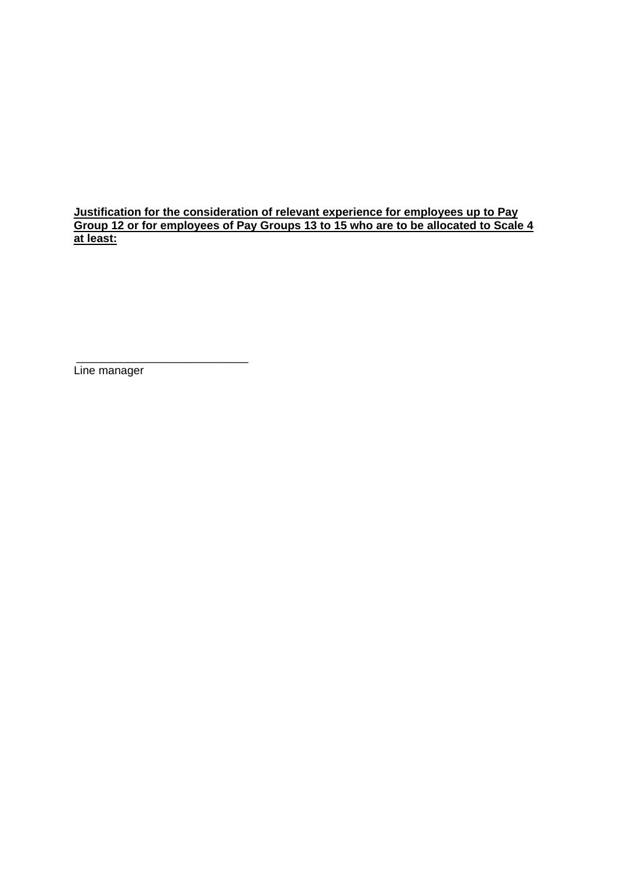**Justification for the consideration of relevant experience for employees up to Pay Group 12 or for employees of Pay Groups 13 to 15 who are to be allocated to Scale 4 at least:**

___________________________

Line manager